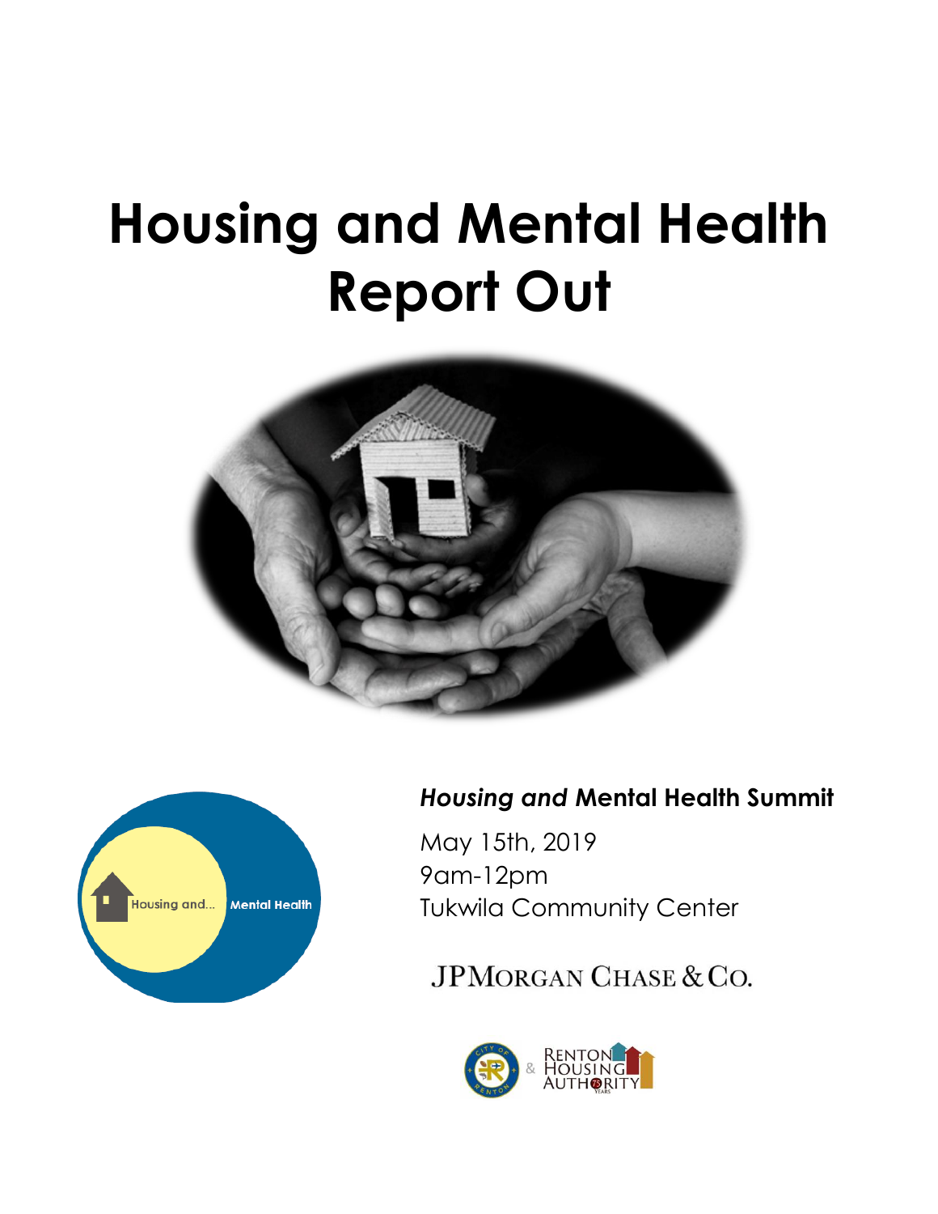# Housing and Mental Health Report Out

Housing and... Mental Health

***Housing and*** **Mental Health Summit**

May 15th, 2019
9am-12pm
Tukwila Community Center

JPMorgan Chase & Co.

City of Renton & Renton Housing Authority 75 Years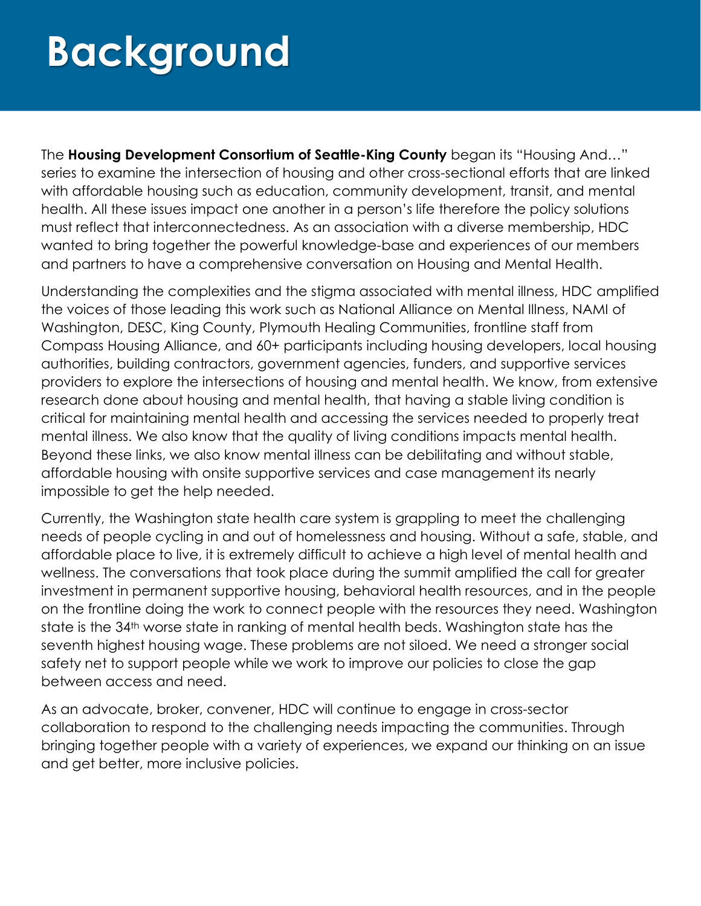# Background

The **Housing Development Consortium of Seattle-King County** began its "Housing And…" series to examine the intersection of housing and other cross-sectional efforts that are linked with affordable housing such as education, community development, transit, and mental health. All these issues impact one another in a person's life therefore the policy solutions must reflect that interconnectedness. As an association with a diverse membership, HDC wanted to bring together the powerful knowledge-base and experiences of our members and partners to have a comprehensive conversation on Housing and Mental Health.

Understanding the complexities and the stigma associated with mental illness, HDC amplified the voices of those leading this work such as National Alliance on Mental Illness, NAMI of Washington, DESC, King County, Plymouth Healing Communities, frontline staff from Compass Housing Alliance, and 60+ participants including housing developers, local housing authorities, building contractors, government agencies, funders, and supportive services providers to explore the intersections of housing and mental health. We know, from extensive research done about housing and mental health, that having a stable living condition is critical for maintaining mental health and accessing the services needed to properly treat mental illness. We also know that the quality of living conditions impacts mental health. Beyond these links, we also know mental illness can be debilitating and without stable, affordable housing with onsite supportive services and case management its nearly impossible to get the help needed.

Currently, the Washington state health care system is grappling to meet the challenging needs of people cycling in and out of homelessness and housing. Without a safe, stable, and affordable place to live, it is extremely difficult to achieve a high level of mental health and wellness. The conversations that took place during the summit amplified the call for greater investment in permanent supportive housing, behavioral health resources, and in the people on the frontline doing the work to connect people with the resources they need. Washington state is the 34th worse state in ranking of mental health beds. Washington state has the seventh highest housing wage. These problems are not siloed. We need a stronger social safety net to support people while we work to improve our policies to close the gap between access and need.

As an advocate, broker, convener, HDC will continue to engage in cross-sector collaboration to respond to the challenging needs impacting the communities. Through bringing together people with a variety of experiences, we expand our thinking on an issue and get better, more inclusive policies.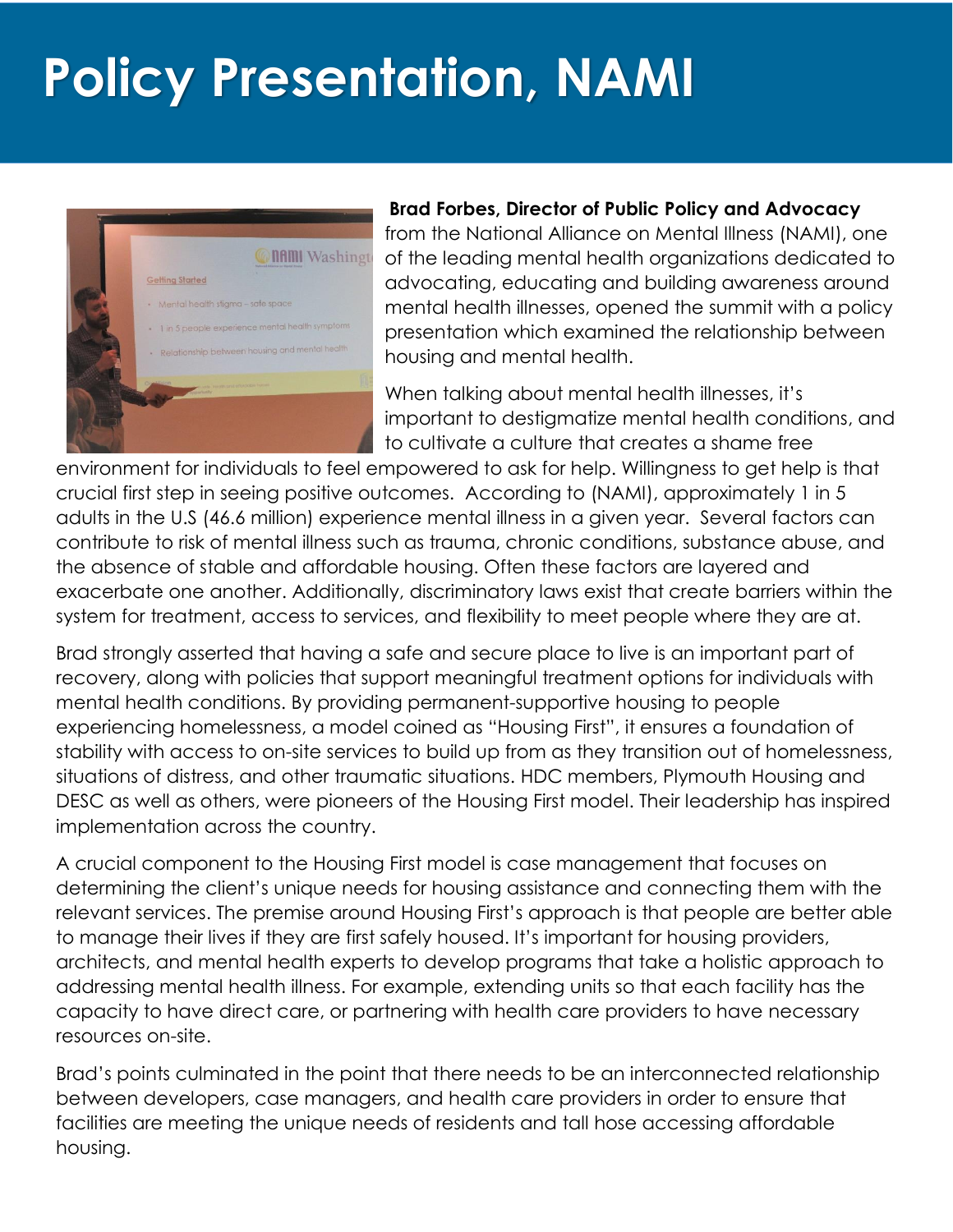# Policy Presentation, NAMI

**Brad Forbes, Director of Public Policy and Advocacy** from the National Alliance on Mental Illness (NAMI), one of the leading mental health organizations dedicated to advocating, educating and building awareness around mental health illnesses, opened the summit with a policy presentation which examined the relationship between housing and mental health.

When talking about mental health illnesses, it's important to destigmatize mental health conditions, and to cultivate a culture that creates a shame free environment for individuals to feel empowered to ask for help. Willingness to get help is that crucial first step in seeing positive outcomes. According to (NAMI), approximately 1 in 5 adults in the U.S (46.6 million) experience mental illness in a given year. Several factors can contribute to risk of mental illness such as trauma, chronic conditions, substance abuse, and the absence of stable and affordable housing. Often these factors are layered and exacerbate one another. Additionally, discriminatory laws exist that create barriers within the system for treatment, access to services, and flexibility to meet people where they are at.

Brad strongly asserted that having a safe and secure place to live is an important part of recovery, along with policies that support meaningful treatment options for individuals with mental health conditions. By providing permanent-supportive housing to people experiencing homelessness, a model coined as "Housing First", it ensures a foundation of stability with access to on-site services to build up from as they transition out of homelessness, situations of distress, and other traumatic situations. HDC members, Plymouth Housing and DESC as well as others, were pioneers of the Housing First model. Their leadership has inspired implementation across the country.

A crucial component to the Housing First model is case management that focuses on determining the client's unique needs for housing assistance and connecting them with the relevant services. The premise around Housing First's approach is that people are better able to manage their lives if they are first safely housed. It's important for housing providers, architects, and mental health experts to develop programs that take a holistic approach to addressing mental health illness. For example, extending units so that each facility has the capacity to have direct care, or partnering with health care providers to have necessary resources on-site.

Brad's points culminated in the point that there needs to be an interconnected relationship between developers, case managers, and health care providers in order to ensure that facilities are meeting the unique needs of residents and tall hose accessing affordable housing.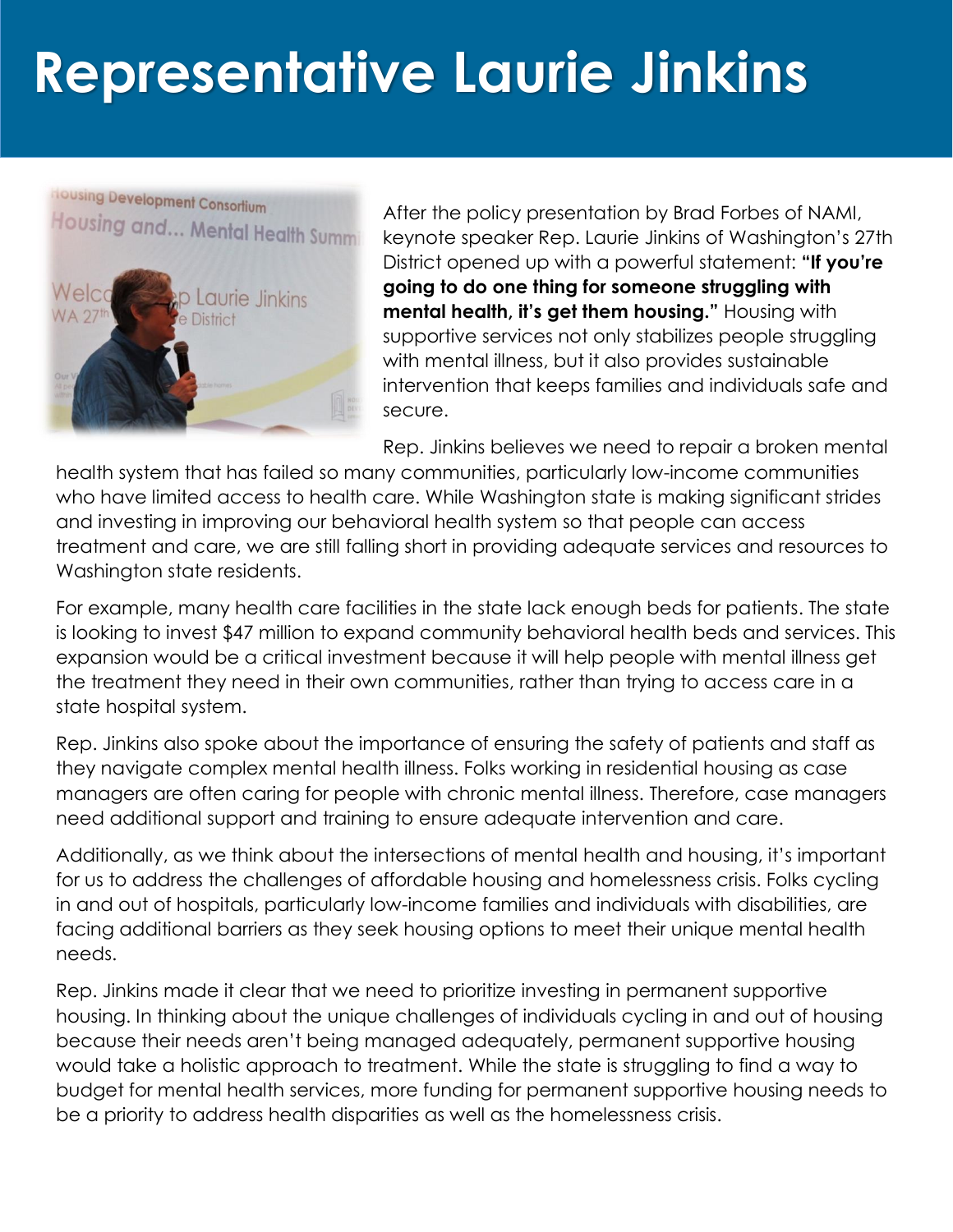# Representative Laurie Jinkins

After the policy presentation by Brad Forbes of NAMI, keynote speaker Rep. Laurie Jinkins of Washington's 27th District opened up with a powerful statement: **"If you're going to do one thing for someone struggling with mental health, it's get them housing."** Housing with supportive services not only stabilizes people struggling with mental illness, but it also provides sustainable intervention that keeps families and individuals safe and secure.

Rep. Jinkins believes we need to repair a broken mental health system that has failed so many communities, particularly low-income communities who have limited access to health care. While Washington state is making significant strides and investing in improving our behavioral health system so that people can access treatment and care, we are still falling short in providing adequate services and resources to Washington state residents.

For example, many health care facilities in the state lack enough beds for patients. The state is looking to invest $47 million to expand community behavioral health beds and services. This expansion would be a critical investment because it will help people with mental illness get the treatment they need in their own communities, rather than trying to access care in a state hospital system.

Rep. Jinkins also spoke about the importance of ensuring the safety of patients and staff as they navigate complex mental health illness. Folks working in residential housing as case managers are often caring for people with chronic mental illness. Therefore, case managers need additional support and training to ensure adequate intervention and care.

Additionally, as we think about the intersections of mental health and housing, it's important for us to address the challenges of affordable housing and homelessness crisis. Folks cycling in and out of hospitals, particularly low-income families and individuals with disabilities, are facing additional barriers as they seek housing options to meet their unique mental health needs.

Rep. Jinkins made it clear that we need to prioritize investing in permanent supportive housing. In thinking about the unique challenges of individuals cycling in and out of housing because their needs aren't being managed adequately, permanent supportive housing would take a holistic approach to treatment. While the state is struggling to find a way to budget for mental health services, more funding for permanent supportive housing needs to be a priority to address health disparities as well as the homelessness crisis.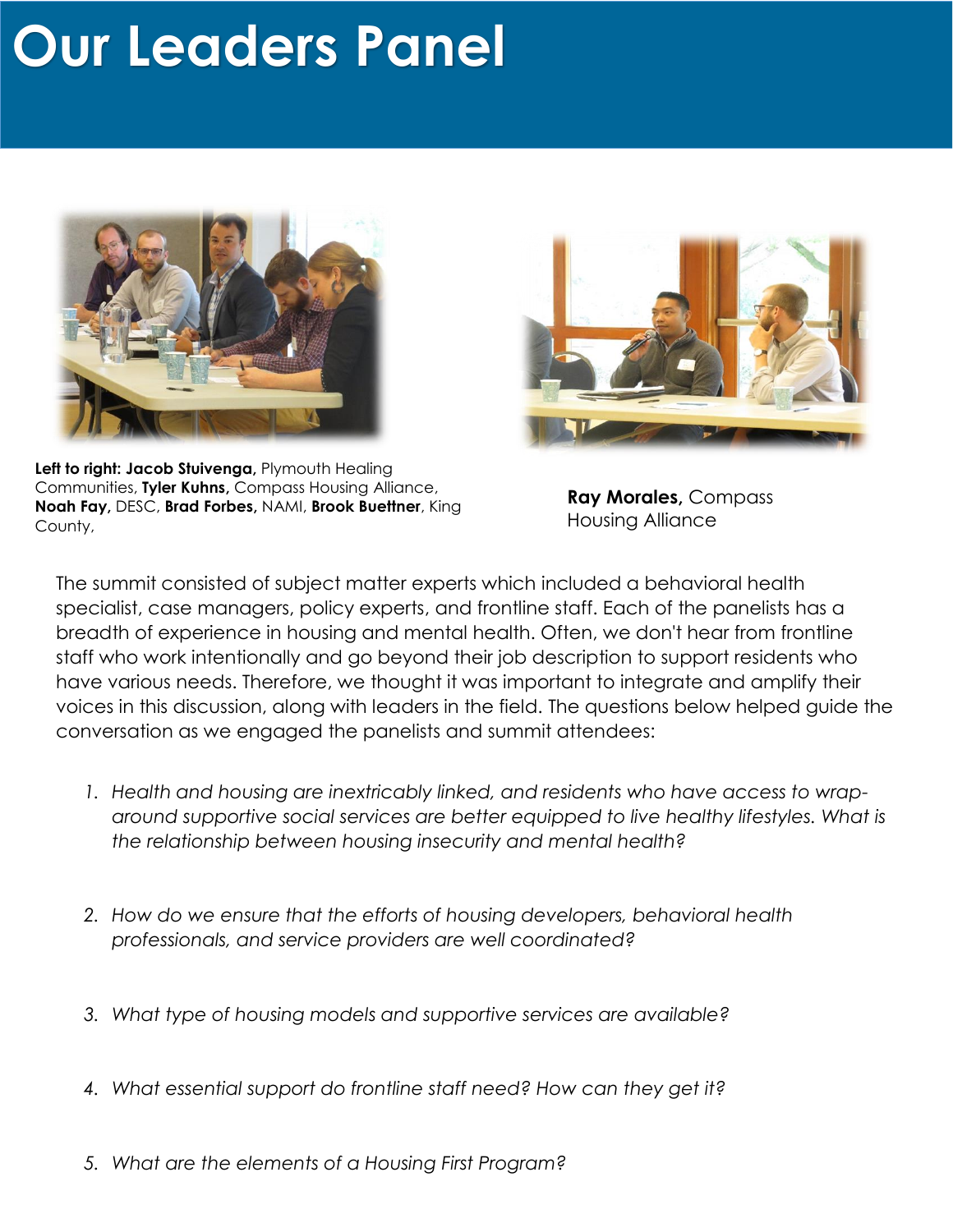# Our Leaders Panel

**Left to right: Jacob Stuivenga,** Plymouth Healing Communities, **Tyler Kuhns,** Compass Housing Alliance, **Noah Fay,** DESC, **Brad Forbes,** NAMI, **Brook Buettner**, King County,

**Ray Morales,** Compass Housing Alliance

The summit consisted of subject matter experts which included a behavioral health specialist, case managers, policy experts, and frontline staff. Each of the panelists has a breadth of experience in housing and mental health. Often, we don't hear from frontline staff who work intentionally and go beyond their job description to support residents who have various needs. Therefore, we thought it was important to integrate and amplify their voices in this discussion, along with leaders in the field. The questions below helped guide the conversation as we engaged the panelists and summit attendees:

1. *Health and housing are inextricably linked, and residents who have access to wrap-around supportive social services are better equipped to live healthy lifestyles. What is the relationship between housing insecurity and mental health?*

2. *How do we ensure that the efforts of housing developers, behavioral health professionals, and service providers are well coordinated?*

3. *What type of housing models and supportive services are available?*

4. *What essential support do frontline staff need? How can they get it?*

5. *What are the elements of a Housing First Program?*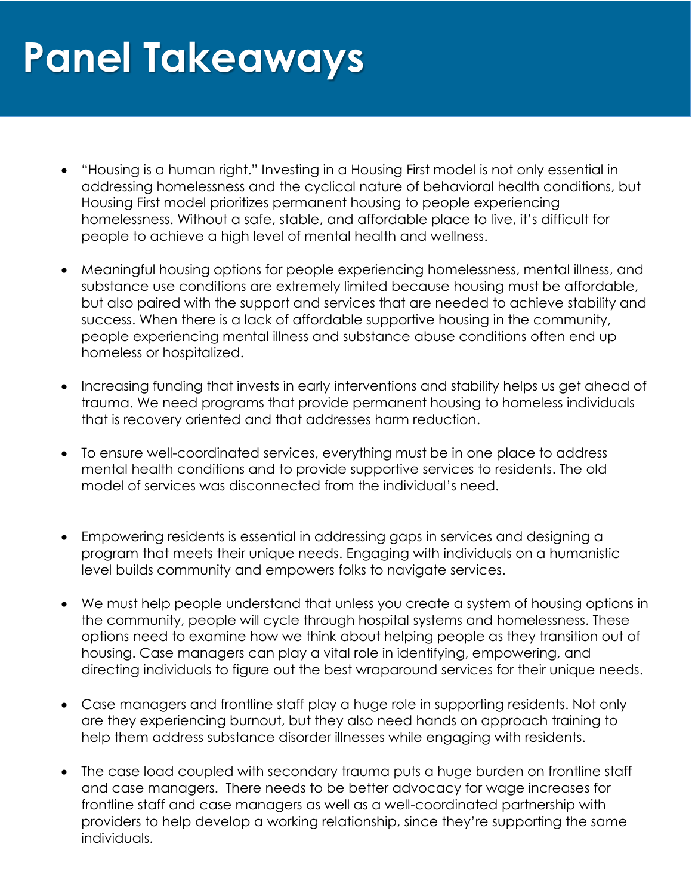# Panel Takeaways

- "Housing is a human right." Investing in a Housing First model is not only essential in addressing homelessness and the cyclical nature of behavioral health conditions, but Housing First model prioritizes permanent housing to people experiencing homelessness. Without a safe, stable, and affordable place to live, it's difficult for people to achieve a high level of mental health and wellness.

- Meaningful housing options for people experiencing homelessness, mental illness, and substance use conditions are extremely limited because housing must be affordable, but also paired with the support and services that are needed to achieve stability and success. When there is a lack of affordable supportive housing in the community, people experiencing mental illness and substance abuse conditions often end up homeless or hospitalized.

- Increasing funding that invests in early interventions and stability helps us get ahead of trauma. We need programs that provide permanent housing to homeless individuals that is recovery oriented and that addresses harm reduction.

- To ensure well-coordinated services, everything must be in one place to address mental health conditions and to provide supportive services to residents. The old model of services was disconnected from the individual's need.

- Empowering residents is essential in addressing gaps in services and designing a program that meets their unique needs. Engaging with individuals on a humanistic level builds community and empowers folks to navigate services.

- We must help people understand that unless you create a system of housing options in the community, people will cycle through hospital systems and homelessness. These options need to examine how we think about helping people as they transition out of housing. Case managers can play a vital role in identifying, empowering, and directing individuals to figure out the best wraparound services for their unique needs.

- Case managers and frontline staff play a huge role in supporting residents. Not only are they experiencing burnout, but they also need hands on approach training to help them address substance disorder illnesses while engaging with residents.

- The case load coupled with secondary trauma puts a huge burden on frontline staff and case managers. There needs to be better advocacy for wage increases for frontline staff and case managers as well as a well-coordinated partnership with providers to help develop a working relationship, since they're supporting the same individuals.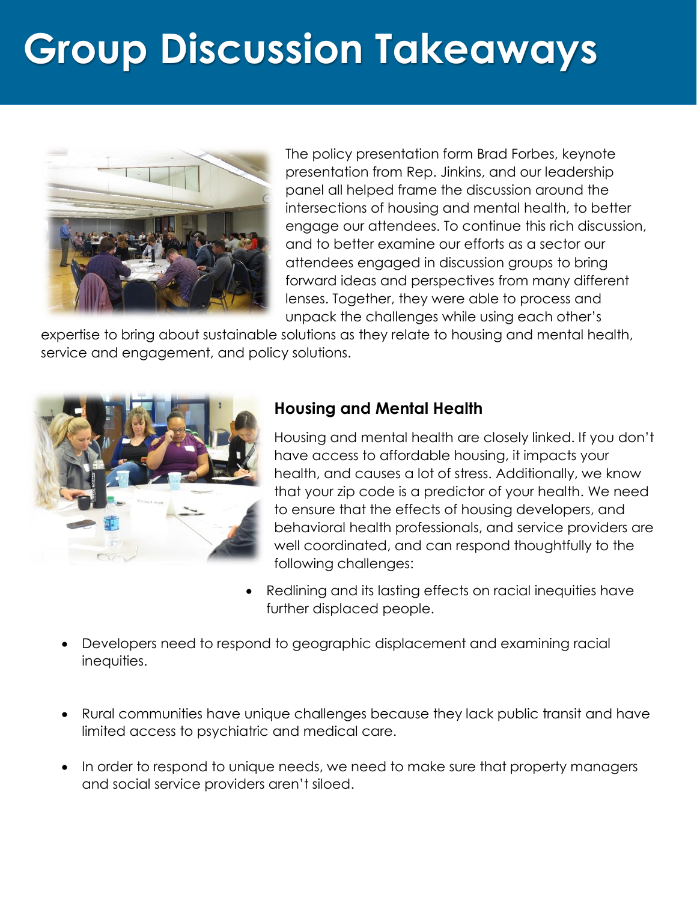# Group Discussion Takeaways

The policy presentation form Brad Forbes, keynote presentation from Rep. Jinkins, and our leadership panel all helped frame the discussion around the intersections of housing and mental health, to better engage our attendees. To continue this rich discussion, and to better examine our efforts as a sector our attendees engaged in discussion groups to bring forward ideas and perspectives from many different lenses. Together, they were able to process and unpack the challenges while using each other's expertise to bring about sustainable solutions as they relate to housing and mental health, service and engagement, and policy solutions.

### Housing and Mental Health

Housing and mental health are closely linked. If you don't have access to affordable housing, it impacts your health, and causes a lot of stress. Additionally, we know that your zip code is a predictor of your health. We need to ensure that the effects of housing developers, and behavioral health professionals, and service providers are well coordinated, and can respond thoughtfully to the following challenges:

- Redlining and its lasting effects on racial inequities have further displaced people.
- Developers need to respond to geographic displacement and examining racial inequities.
- Rural communities have unique challenges because they lack public transit and have limited access to psychiatric and medical care.
- In order to respond to unique needs, we need to make sure that property managers and social service providers aren't siloed.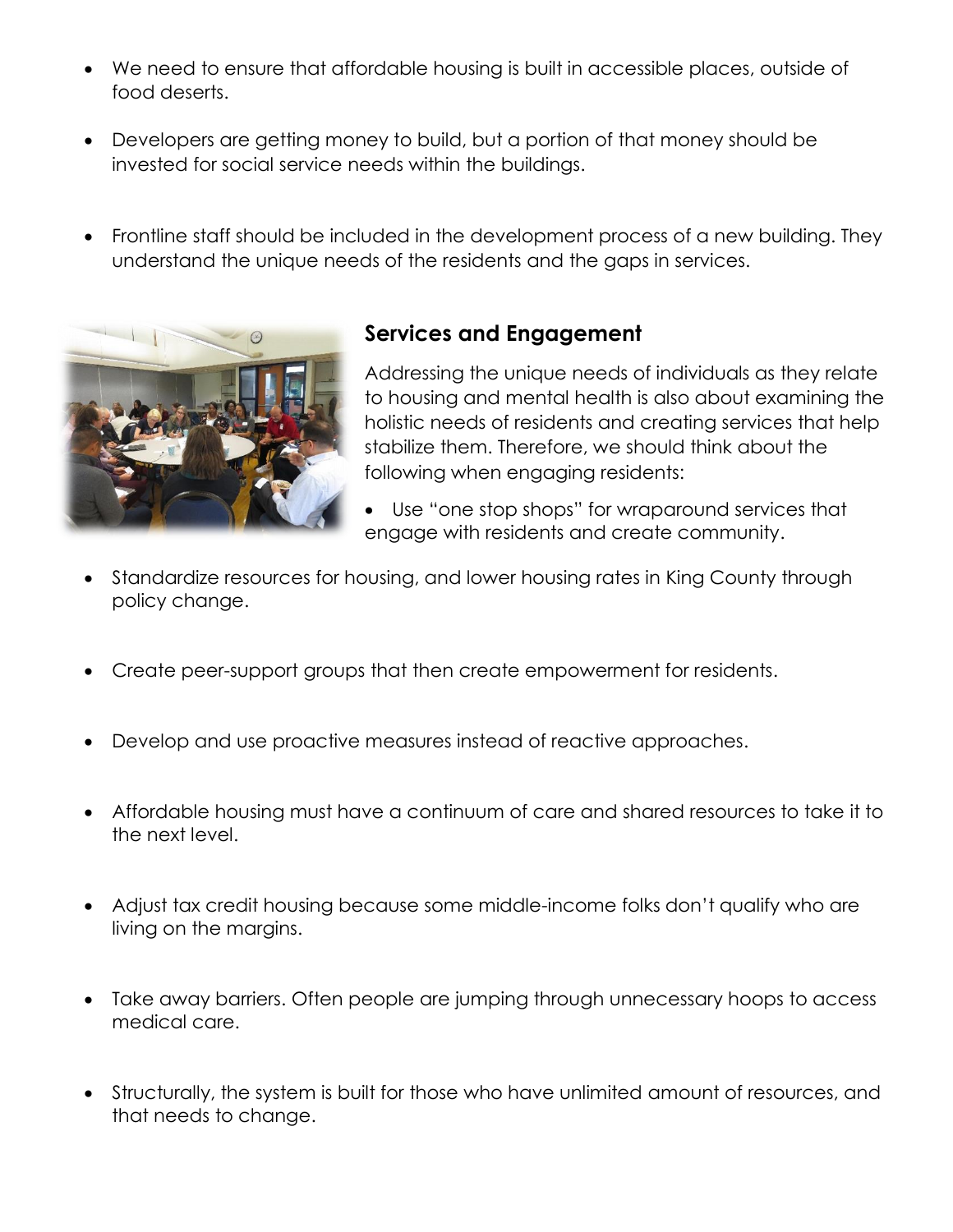- We need to ensure that affordable housing is built in accessible places, outside of food deserts.
- Developers are getting money to build, but a portion of that money should be invested for social service needs within the buildings.
- Frontline staff should be included in the development process of a new building. They understand the unique needs of the residents and the gaps in services.

### Services and Engagement

Addressing the unique needs of individuals as they relate to housing and mental health is also about examining the holistic needs of residents and creating services that help stabilize them. Therefore, we should think about the following when engaging residents:

- Use "one stop shops" for wraparound services that engage with residents and create community.
- Standardize resources for housing, and lower housing rates in King County through policy change.
- Create peer-support groups that then create empowerment for residents.
- Develop and use proactive measures instead of reactive approaches.
- Affordable housing must have a continuum of care and shared resources to take it to the next level.
- Adjust tax credit housing because some middle-income folks don't qualify who are living on the margins.
- Take away barriers. Often people are jumping through unnecessary hoops to access medical care.
- Structurally, the system is built for those who have unlimited amount of resources, and that needs to change.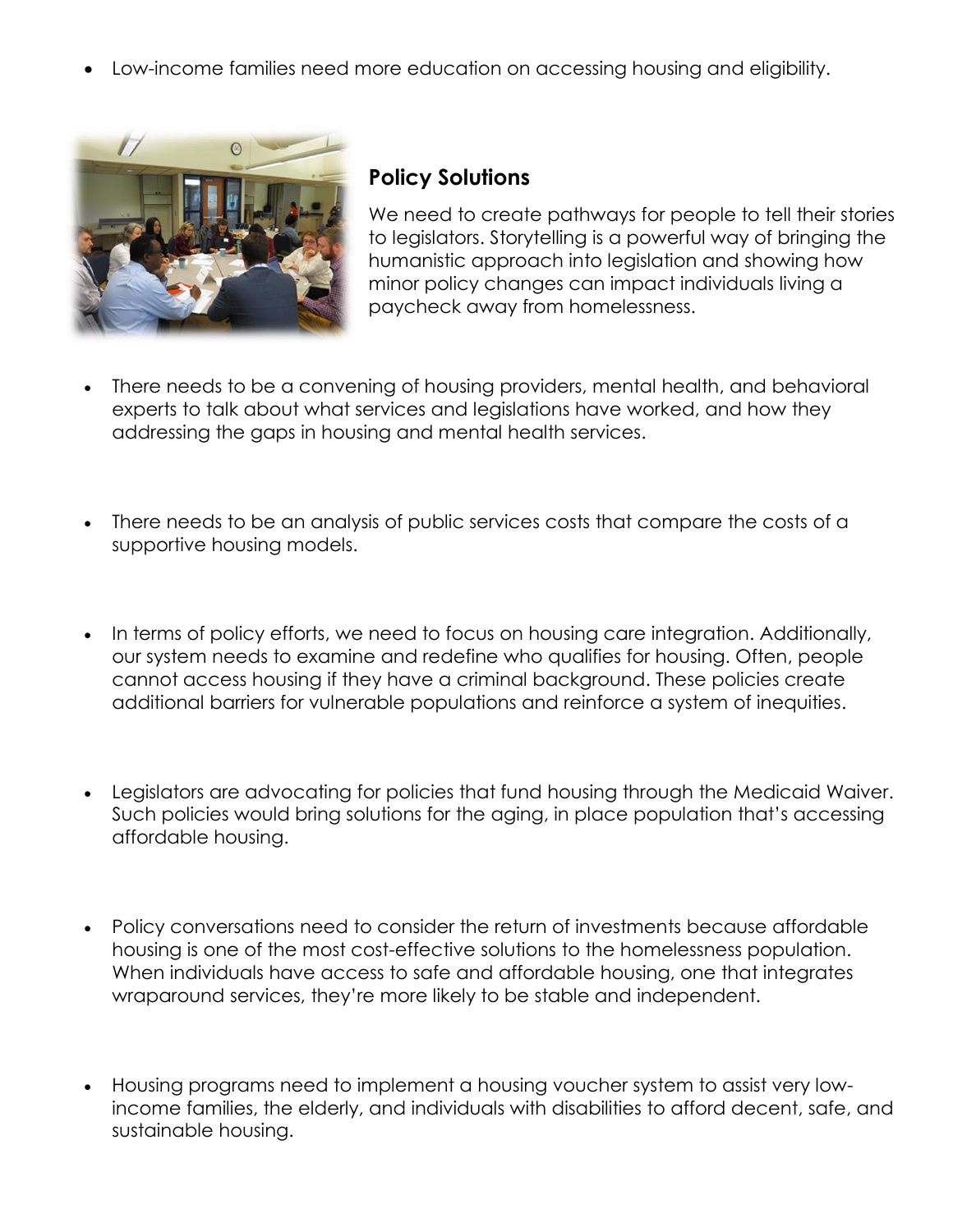- Low-income families need more education on accessing housing and eligibility.

## Policy Solutions

We need to create pathways for people to tell their stories to legislators. Storytelling is a powerful way of bringing the humanistic approach into legislation and showing how minor policy changes can impact individuals living a paycheck away from homelessness.

- There needs to be a convening of housing providers, mental health, and behavioral experts to talk about what services and legislations have worked, and how they addressing the gaps in housing and mental health services.

- There needs to be an analysis of public services costs that compare the costs of a supportive housing models.

- In terms of policy efforts, we need to focus on housing care integration. Additionally, our system needs to examine and redefine who qualifies for housing. Often, people cannot access housing if they have a criminal background. These policies create additional barriers for vulnerable populations and reinforce a system of inequities.

- Legislators are advocating for policies that fund housing through the Medicaid Waiver. Such policies would bring solutions for the aging, in place population that's accessing affordable housing.

- Policy conversations need to consider the return of investments because affordable housing is one of the most cost-effective solutions to the homelessness population. When individuals have access to safe and affordable housing, one that integrates wraparound services, they're more likely to be stable and independent.

- Housing programs need to implement a housing voucher system to assist very low-income families, the elderly, and individuals with disabilities to afford decent, safe, and sustainable housing.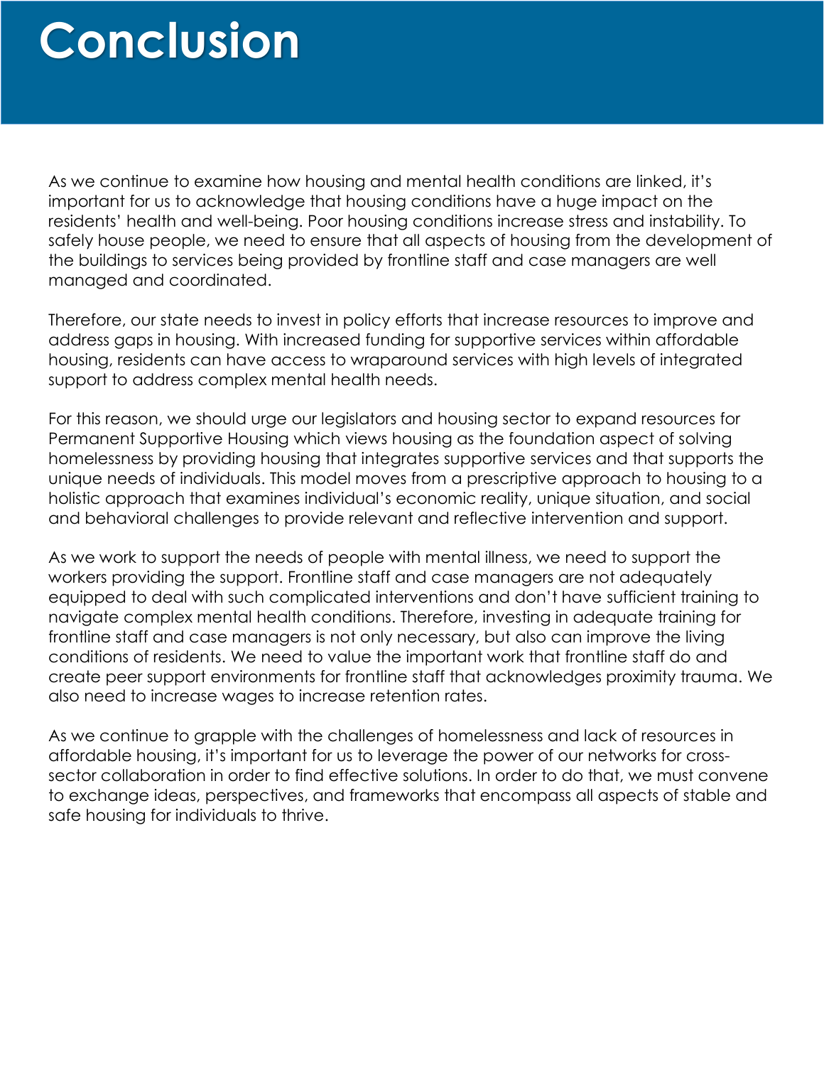# Conclusion

As we continue to examine how housing and mental health conditions are linked, it's important for us to acknowledge that housing conditions have a huge impact on the residents' health and well-being. Poor housing conditions increase stress and instability. To safely house people, we need to ensure that all aspects of housing from the development of the buildings to services being provided by frontline staff and case managers are well managed and coordinated.

Therefore, our state needs to invest in policy efforts that increase resources to improve and address gaps in housing. With increased funding for supportive services within affordable housing, residents can have access to wraparound services with high levels of integrated support to address complex mental health needs.

For this reason, we should urge our legislators and housing sector to expand resources for Permanent Supportive Housing which views housing as the foundation aspect of solving homelessness by providing housing that integrates supportive services and that supports the unique needs of individuals. This model moves from a prescriptive approach to housing to a holistic approach that examines individual's economic reality, unique situation, and social and behavioral challenges to provide relevant and reflective intervention and support.

As we work to support the needs of people with mental illness, we need to support the workers providing the support. Frontline staff and case managers are not adequately equipped to deal with such complicated interventions and don't have sufficient training to navigate complex mental health conditions. Therefore, investing in adequate training for frontline staff and case managers is not only necessary, but also can improve the living conditions of residents. We need to value the important work that frontline staff do and create peer support environments for frontline staff that acknowledges proximity trauma. We also need to increase wages to increase retention rates.

As we continue to grapple with the challenges of homelessness and lack of resources in affordable housing, it's important for us to leverage the power of our networks for cross-sector collaboration in order to find effective solutions. In order to do that, we must convene to exchange ideas, perspectives, and frameworks that encompass all aspects of stable and safe housing for individuals to thrive.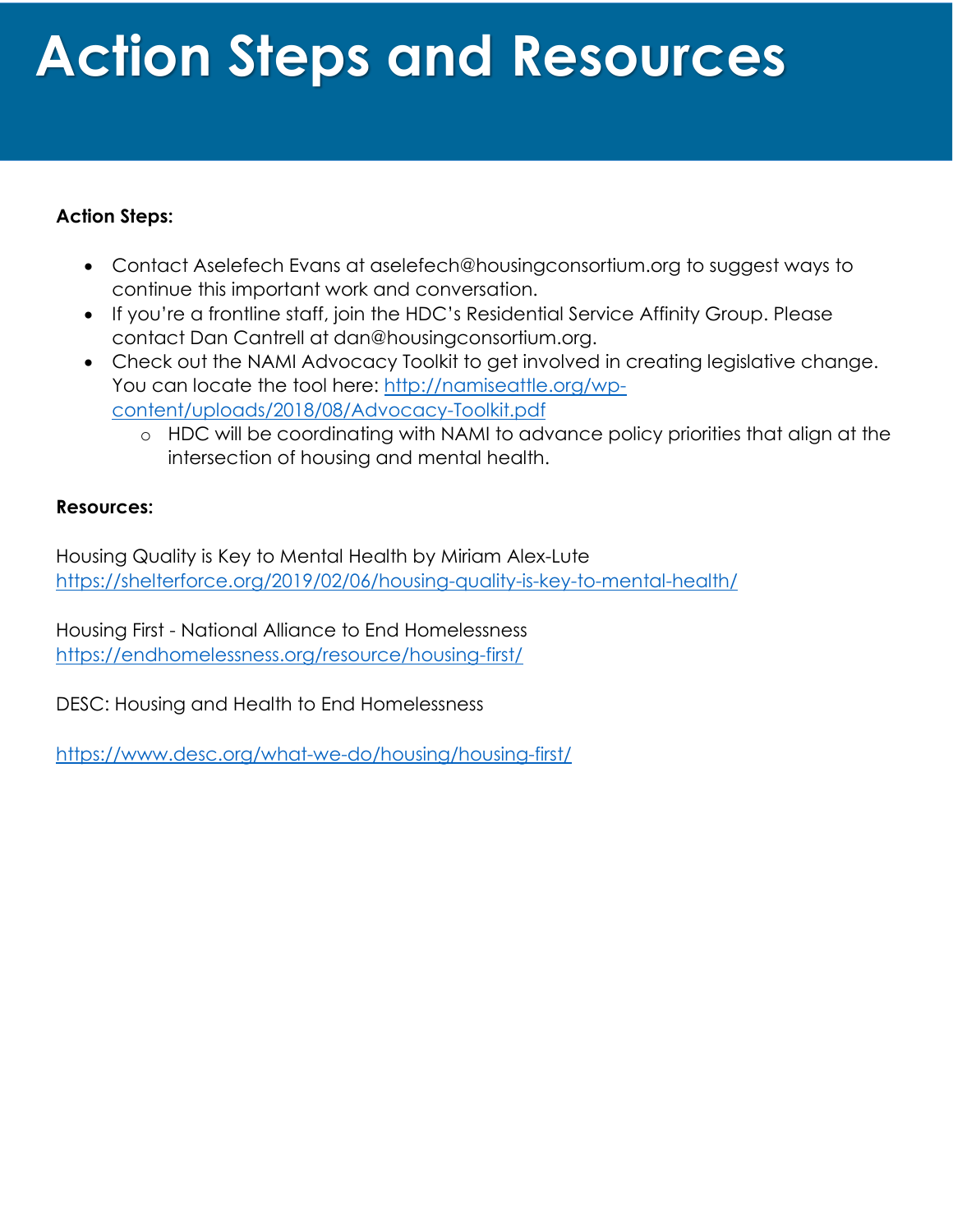# Action Steps and Resources

**Action Steps:**

- Contact Aselefech Evans at aselefech@housingconsortium.org to suggest ways to continue this important work and conversation.
- If you're a frontline staff, join the HDC's Residential Service Affinity Group. Please contact Dan Cantrell at dan@housingconsortium.org.
- Check out the NAMI Advocacy Toolkit to get involved in creating legislative change. You can locate the tool here: http://namiseattle.org/wp-content/uploads/2018/08/Advocacy-Toolkit.pdf
  - HDC will be coordinating with NAMI to advance policy priorities that align at the intersection of housing and mental health.

**Resources:**

Housing Quality is Key to Mental Health by Miriam Alex-Lute
https://shelterforce.org/2019/02/06/housing-quality-is-key-to-mental-health/

Housing First - National Alliance to End Homelessness
https://endhomelessness.org/resource/housing-first/

DESC: Housing and Health to End Homelessness

https://www.desc.org/what-we-do/housing/housing-first/